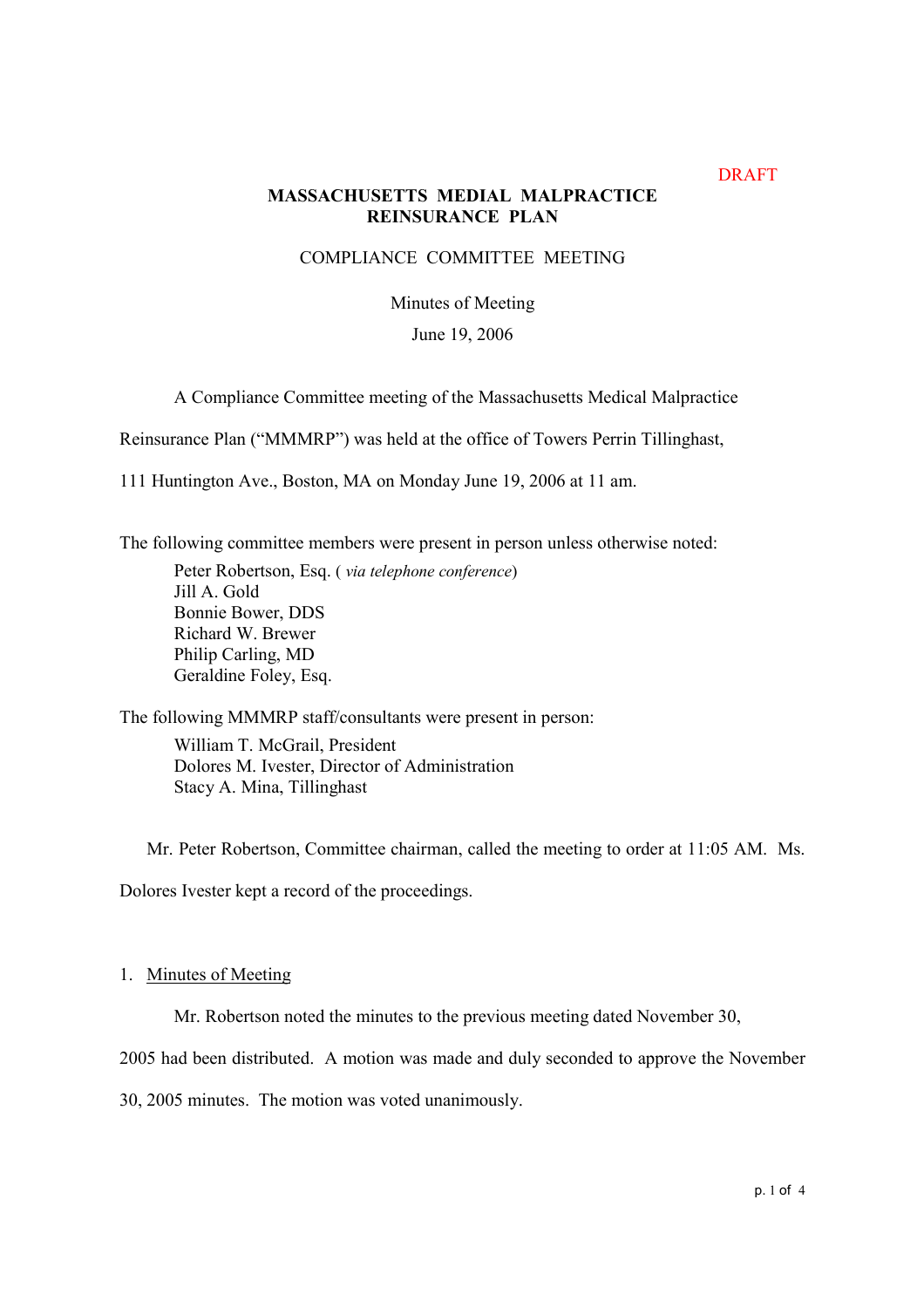DRAFT

# MASSACHUSETTS MEDIAL MALPRACTICE REINSURANCE PLAN

## COMPLIANCE COMMITTEE MEETING

Minutes of Meeting

June 19, 2006

A Compliance Committee meeting of the Massachusetts Medical Malpractice Reinsurance Plan ("MMMRP") was held at the office of Towers Perrin Tillinghast, 111 Huntington Ave., Boston, MA on Monday June 19, 2006 at 11 am.

The following committee members were present in person unless otherwise noted:

Peter Robertson, Esq. ( *via telephone conference*)
Jill A. Gold
Bonnie Bower, DDS
Richard W. Brewer
Philip Carling, MD
Geraldine Foley, Esq.

The following MMMRP staff/consultants were present in person:

William T. McGrail, President
Dolores M. Ivester, Director of Administration
Stacy A. Mina, Tillinghast

Mr. Peter Robertson, Committee chairman, called the meeting to order at 11:05 AM. Ms. Dolores Ivester kept a record of the proceedings.

1. Minutes of Meeting

Mr. Robertson noted the minutes to the previous meeting dated November 30, 2005 had been distributed. A motion was made and duly seconded to approve the November 30, 2005 minutes. The motion was voted unanimously.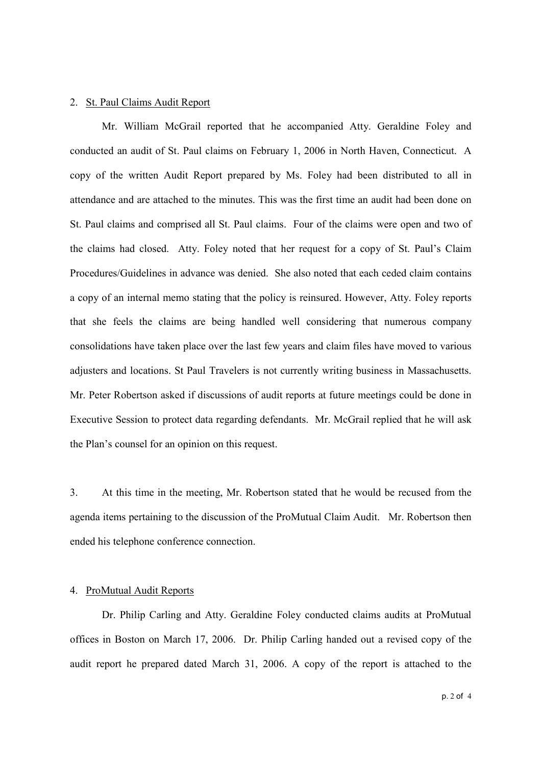2. <u>St. Paul Claims Audit Report</u>

Mr. William McGrail reported that he accompanied Atty. Geraldine Foley and conducted an audit of St. Paul claims on February 1, 2006 in North Haven, Connecticut. A copy of the written Audit Report prepared by Ms. Foley had been distributed to all in attendance and are attached to the minutes. This was the first time an audit had been done on St. Paul claims and comprised all St. Paul claims. Four of the claims were open and two of the claims had closed. Atty. Foley noted that her request for a copy of St. Paul's Claim Procedures/Guidelines in advance was denied. She also noted that each ceded claim contains a copy of an internal memo stating that the policy is reinsured. However, Atty. Foley reports that she feels the claims are being handled well considering that numerous company consolidations have taken place over the last few years and claim files have moved to various adjusters and locations. St Paul Travelers is not currently writing business in Massachusetts. Mr. Peter Robertson asked if discussions of audit reports at future meetings could be done in Executive Session to protect data regarding defendants. Mr. McGrail replied that he will ask the Plan's counsel for an opinion on this request.

3. At this time in the meeting, Mr. Robertson stated that he would be recused from the agenda items pertaining to the discussion of the ProMutual Claim Audit. Mr. Robertson then ended his telephone conference connection.

4. <u>ProMutual Audit Reports</u>

Dr. Philip Carling and Atty. Geraldine Foley conducted claims audits at ProMutual offices in Boston on March 17, 2006. Dr. Philip Carling handed out a revised copy of the audit report he prepared dated March 31, 2006. A copy of the report is attached to the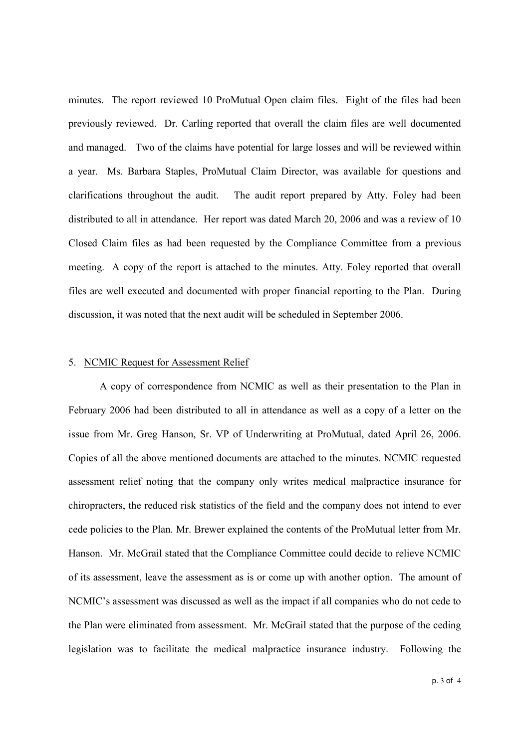minutes. The report reviewed 10 ProMutual Open claim files. Eight of the files had been previously reviewed. Dr. Carling reported that overall the claim files are well documented and managed. Two of the claims have potential for large losses and will be reviewed within a year. Ms. Barbara Staples, ProMutual Claim Director, was available for questions and clarifications throughout the audit. The audit report prepared by Atty. Foley had been distributed to all in attendance. Her report was dated March 20, 2006 and was a review of 10 Closed Claim files as had been requested by the Compliance Committee from a previous meeting. A copy of the report is attached to the minutes. Atty. Foley reported that overall files are well executed and documented with proper financial reporting to the Plan. During discussion, it was noted that the next audit will be scheduled in September 2006.

5. <u>NCMIC Request for Assessment Relief</u>

A copy of correspondence from NCMIC as well as their presentation to the Plan in February 2006 had been distributed to all in attendance as well as a copy of a letter on the issue from Mr. Greg Hanson, Sr. VP of Underwriting at ProMutual, dated April 26, 2006. Copies of all the above mentioned documents are attached to the minutes. NCMIC requested assessment relief noting that the company only writes medical malpractice insurance for chiropracters, the reduced risk statistics of the field and the company does not intend to ever cede policies to the Plan. Mr. Brewer explained the contents of the ProMutual letter from Mr. Hanson. Mr. McGrail stated that the Compliance Committee could decide to relieve NCMIC of its assessment, leave the assessment as is or come up with another option. The amount of NCMIC's assessment was discussed as well as the impact if all companies who do not cede to the Plan were eliminated from assessment. Mr. McGrail stated that the purpose of the ceding legislation was to facilitate the medical malpractice insurance industry. Following the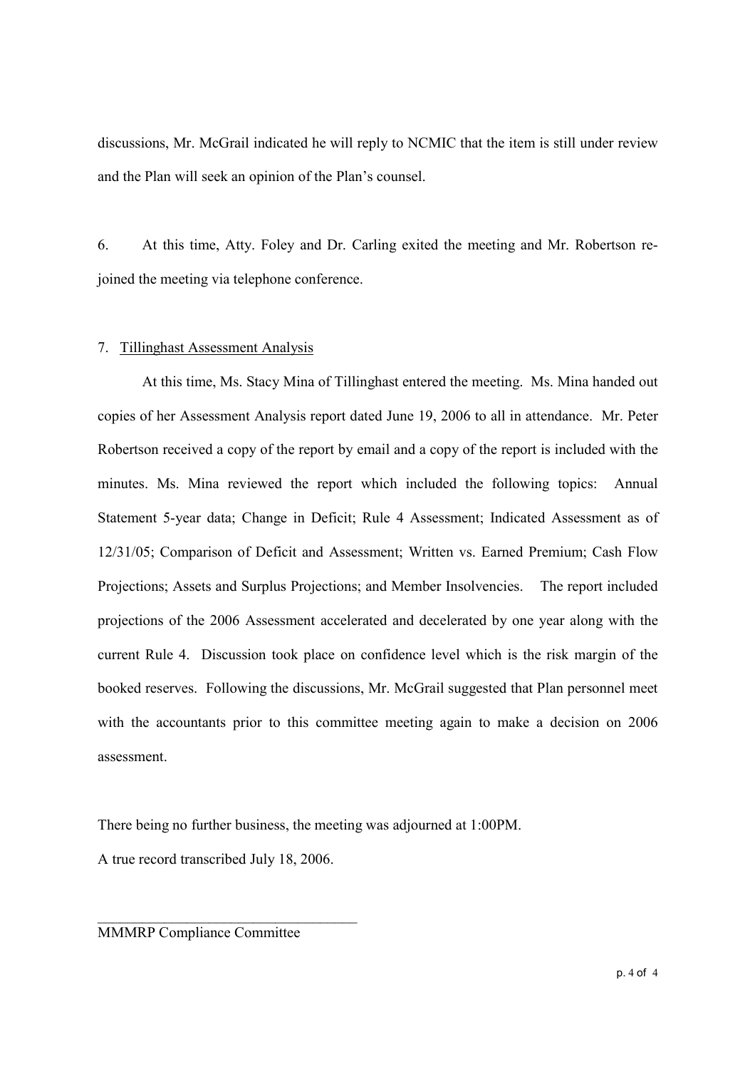discussions, Mr. McGrail indicated he will reply to NCMIC that the item is still under review and the Plan will seek an opinion of the Plan's counsel.

6. At this time, Atty. Foley and Dr. Carling exited the meeting and Mr. Robertson re-joined the meeting via telephone conference.

7. <u>Tillinghast Assessment Analysis</u>

At this time, Ms. Stacy Mina of Tillinghast entered the meeting. Ms. Mina handed out copies of her Assessment Analysis report dated June 19, 2006 to all in attendance. Mr. Peter Robertson received a copy of the report by email and a copy of the report is included with the minutes. Ms. Mina reviewed the report which included the following topics: Annual Statement 5-year data; Change in Deficit; Rule 4 Assessment; Indicated Assessment as of 12/31/05; Comparison of Deficit and Assessment; Written vs. Earned Premium; Cash Flow Projections; Assets and Surplus Projections; and Member Insolvencies. The report included projections of the 2006 Assessment accelerated and decelerated by one year along with the current Rule 4. Discussion took place on confidence level which is the risk margin of the booked reserves. Following the discussions, Mr. McGrail suggested that Plan personnel meet with the accountants prior to this committee meeting again to make a decision on 2006 assessment.

There being no further business, the meeting was adjourned at 1:00PM.

A true record transcribed July 18, 2006.

\_\_\_\_\_\_\_\_\_\_\_\_\_\_\_\_\_\_\_\_\_\_\_\_\_\_\_\_\_\_\_\_\_\_\_

MMMRP Compliance Committee